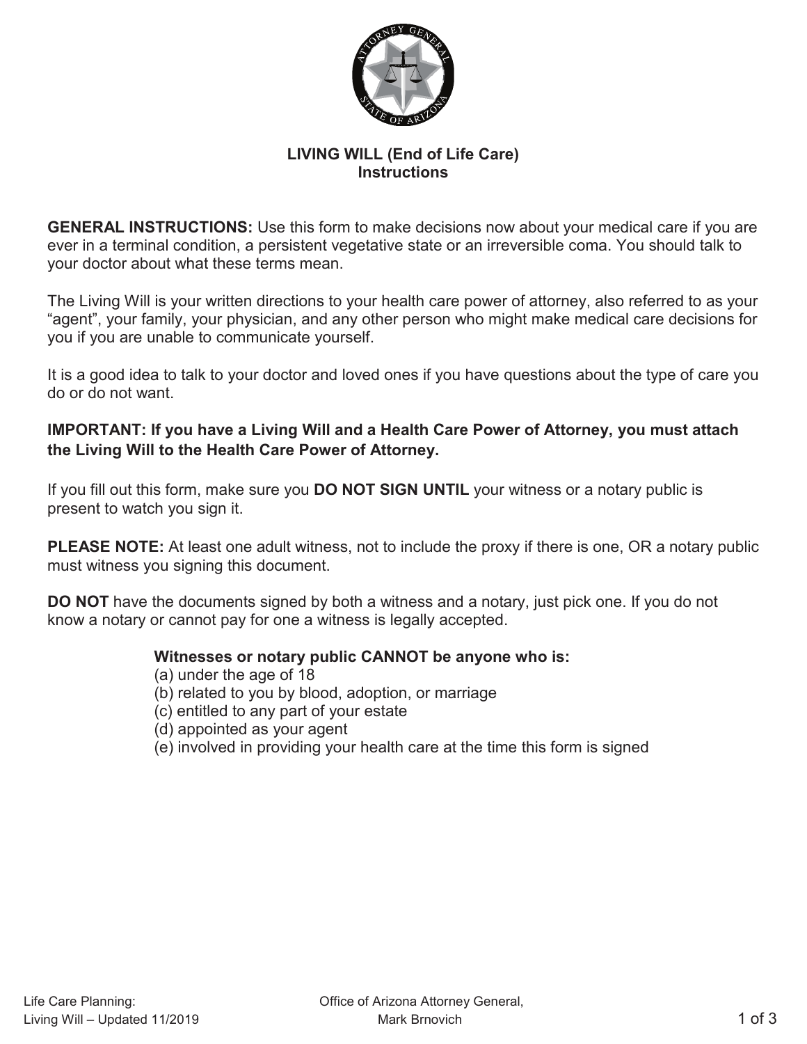# LIVING WILL (End of Life Care)
## Instructions

**GENERAL INSTRUCTIONS:** Use this form to make decisions now about your medical care if you are ever in a terminal condition, a persistent vegetative state or an irreversible coma. You should talk to your doctor about what these terms mean.

The Living Will is your written directions to your health care power of attorney, also referred to as your "agent", your family, your physician, and any other person who might make medical care decisions for you if you are unable to communicate yourself.

It is a good idea to talk to your doctor and loved ones if you have questions about the type of care you do or do not want.

**IMPORTANT: If you have a Living Will and a Health Care Power of Attorney, you must attach the Living Will to the Health Care Power of Attorney.**

If you fill out this form, make sure you **DO NOT SIGN UNTIL** your witness or a notary public is present to watch you sign it.

**PLEASE NOTE:** At least one adult witness, not to include the proxy if there is one, OR a notary public must witness you signing this document.

**DO NOT** have the documents signed by both a witness and a notary, just pick one. If you do not know a notary or cannot pay for one a witness is legally accepted.

**Witnesses or notary public CANNOT be anyone who is:**

(a) under the age of 18
(b) related to you by blood, adoption, or marriage
(c) entitled to any part of your estate
(d) appointed as your agent
(e) involved in providing your health care at the time this form is signed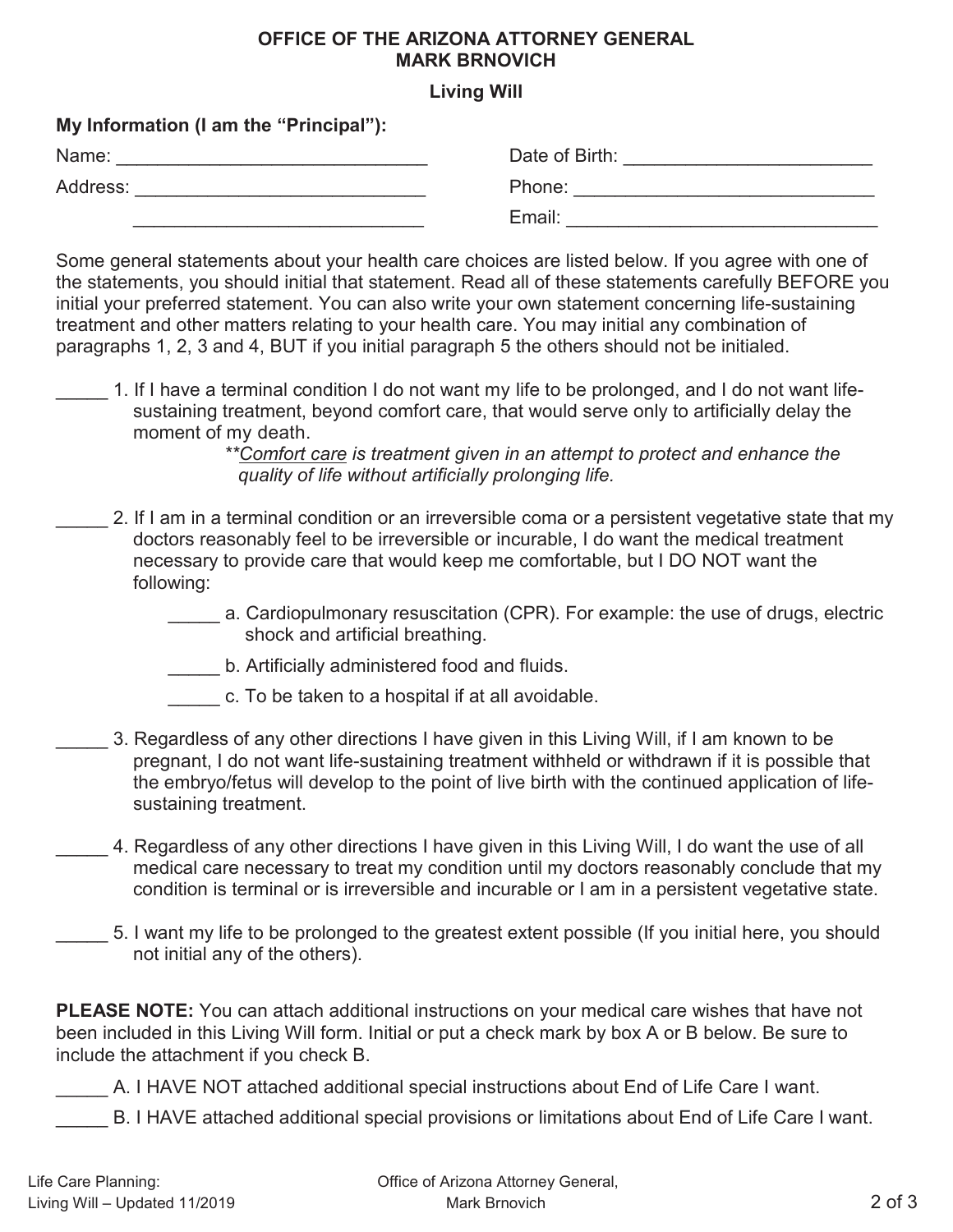# OFFICE OF THE ARIZONA ATTORNEY GENERAL
# MARK BRNOVICH

## Living Will

**My Information (I am the "Principal"):**

Name: ______________________________ Date of Birth: ________________________

Address: ____________________________ Phone: _____________________________

____________________________ Email: _______________________________

Some general statements about your health care choices are listed below. If you agree with one of the statements, you should initial that statement. Read all of these statements carefully BEFORE you initial your preferred statement. You can also write your own statement concerning life-sustaining treatment and other matters relating to your health care. You may initial any combination of paragraphs 1, 2, 3 and 4, BUT if you initial paragraph 5 the others should not be initialed.

_____ 1. If I have a terminal condition I do not want my life to be prolonged, and I do not want life-sustaining treatment, beyond comfort care, that would serve only to artificially delay the moment of my death.

> ***Comfort care** is treatment given in an attempt to protect and enhance the quality of life without artificially prolonging life.*

_____ 2. If I am in a terminal condition or an irreversible coma or a persistent vegetative state that my doctors reasonably feel to be irreversible or incurable, I do want the medical treatment necessary to provide care that would keep me comfortable, but I DO NOT want the following:

- _____ a. Cardiopulmonary resuscitation (CPR). For example: the use of drugs, electric shock and artificial breathing.
- _____ b. Artificially administered food and fluids.
- _____ c. To be taken to a hospital if at all avoidable.

_____ 3. Regardless of any other directions I have given in this Living Will, if I am known to be pregnant, I do not want life-sustaining treatment withheld or withdrawn if it is possible that the embryo/fetus will develop to the point of live birth with the continued application of life-sustaining treatment.

_____ 4. Regardless of any other directions I have given in this Living Will, I do want the use of all medical care necessary to treat my condition until my doctors reasonably conclude that my condition is terminal or is irreversible and incurable or I am in a persistent vegetative state.

_____ 5. I want my life to be prolonged to the greatest extent possible (If you initial here, you should not initial any of the others).

**PLEASE NOTE:** You can attach additional instructions on your medical care wishes that have not been included in this Living Will form. Initial or put a check mark by box A or B below. Be sure to include the attachment if you check B.

_____ A. I HAVE NOT attached additional special instructions about End of Life Care I want.

_____ B. I HAVE attached additional special provisions or limitations about End of Life Care I want.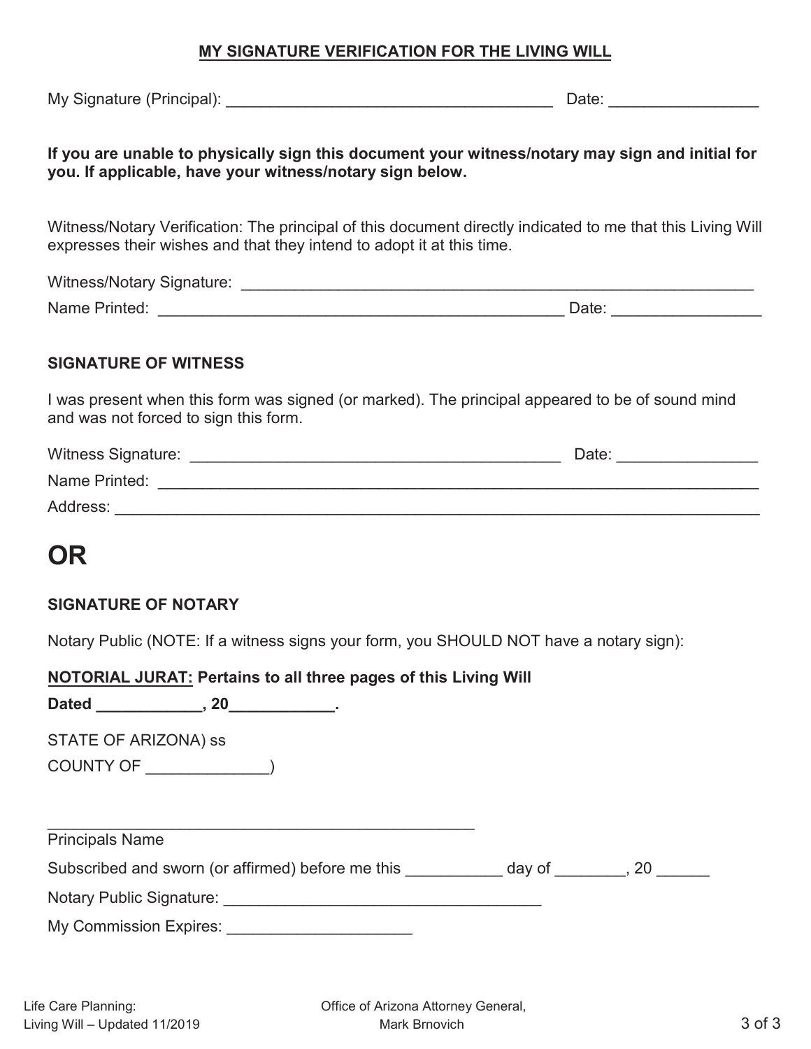## MY SIGNATURE VERIFICATION FOR THE LIVING WILL

My Signature (Principal): ______________________________________ Date: _________________

**If you are unable to physically sign this document your witness/notary may sign and initial for you. If applicable, have your witness/notary sign below.**

Witness/Notary Verification: The principal of this document directly indicated to me that this Living Will expresses their wishes and that they intend to adopt it at this time.

Witness/Notary Signature: ______________________________________________________________

Name Printed: _______________________________________________ Date: _________________

### SIGNATURE OF WITNESS

I was present when this form was signed (or marked). The principal appeared to be of sound mind and was not forced to sign this form.

Witness Signature: ____________________________________________ Date: ________________

Name Printed: ________________________________________________________________________

Address: _____________________________________________________________________________

# OR

### SIGNATURE OF NOTARY

Notary Public (NOTE: If a witness signs your form, you SHOULD NOT have a notary sign):

**<u>NOTORIAL JURAT:</u> Pertains to all three pages of this Living Will**

**Dated ____________, 20____________.**

STATE OF ARIZONA) ss

COUNTY OF ______________)

__________________________________________________

Principals Name

Subscribed and sworn (or affirmed) before me this ___________ day of ________, 20 ______

Notary Public Signature: ____________________________________

My Commission Expires: _____________________

Life Care Planning:
Living Will – Updated 11/2019

Office of Arizona Attorney General,
Mark Brnovich